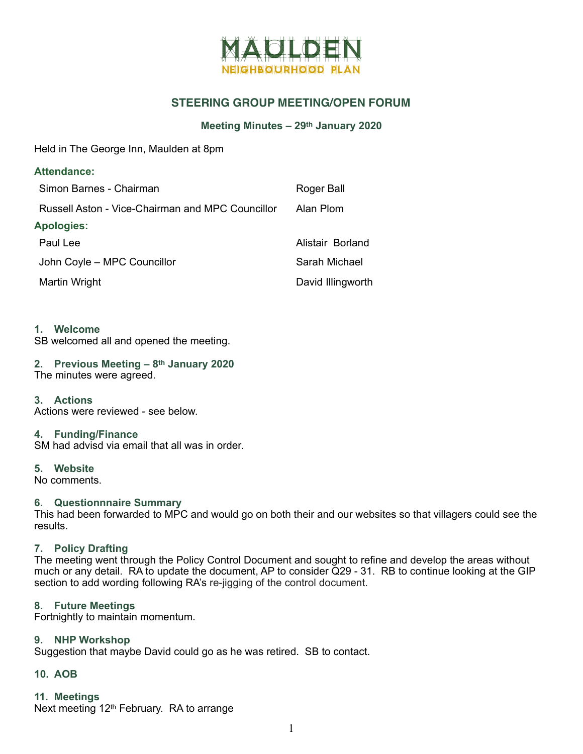# MAULDEN NEIGHBOURHOOD PLAN

## STEERING GROUP MEETING/OPEN FORUM

### Meeting Minutes – 29th January 2020

Held in The George Inn, Maulden at 8pm

**Attendance:**

| | |
|---|---|
| Simon Barnes - Chairman | Roger Ball |
| Russell Aston - Vice-Chairman and MPC Councillor | Alan Plom |

**Apologies:**

| | |
|---|---|
| Paul Lee | Alistair Borland |
| John Coyle – MPC Councillor | Sarah Michael |
| Martin Wright | David Illingworth |

### 1. Welcome
SB welcomed all and opened the meeting.

### 2. Previous Meeting – 8th January 2020
The minutes were agreed.

### 3. Actions
Actions were reviewed - see below.

### 4. Funding/Finance
SM had advisd via email that all was in order.

### 5. Website
No comments.

### 6. Questionnnaire Summary
This had been forwarded to MPC and would go on both their and our websites so that villagers could see the results.

### 7. Policy Drafting
The meeting went through the Policy Control Document and sought to refine and develop the areas without much or any detail. RA to update the document, AP to consider Q29 - 31. RB to continue looking at the GIP section to add wording following RA's re-jigging of the control document.

### 8. Future Meetings
Fortnightly to maintain momentum.

### 9. NHP Workshop
Suggestion that maybe David could go as he was retired. SB to contact.

### 10. AOB

### 11. Meetings
Next meeting 12th February. RA to arrange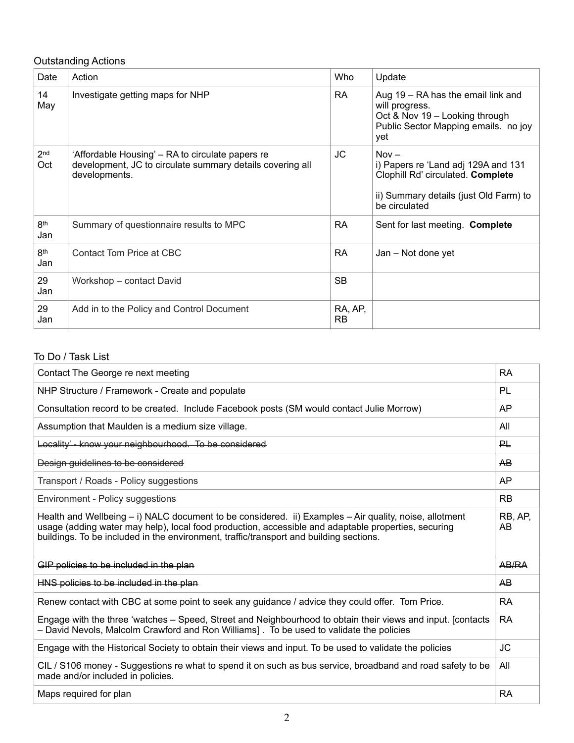Outstanding Actions

| Date | Action | Who | Update |
|---|---|---|---|
| 14 May | Investigate getting maps for NHP | RA | Aug 19 – RA has the email link and will progress.<br>Oct & Nov 19 – Looking through Public Sector Mapping emails. no joy yet |
| 2nd Oct | 'Affordable Housing' – RA to circulate papers re development, JC to circulate summary details covering all developments. | JC | Nov –<br>i) Papers re 'Land adj 129A and 131 Clophill Rd' circulated. **Complete**<br><br>ii) Summary details (just Old Farm) to be circulated |
| 8th Jan | Summary of questionnaire results to MPC | RA | Sent for last meeting. **Complete** |
| 8th Jan | Contact Tom Price at CBC | RA | Jan – Not done yet |
| 29 Jan | Workshop – contact David | SB | |
| 29 Jan | Add in to the Policy and Control Document | RA, AP, RB | |

To Do / Task List

| Task | Who |
|---|---|
| Contact The George re next meeting | RA |
| NHP Structure / Framework - Create and populate | PL |
| Consultation record to be created. Include Facebook posts (SM would contact Julie Morrow) | AP |
| Assumption that Maulden is a medium size village. | All |
| ~~Locality' - know your neighbourhood. To be considered~~ | ~~PL~~ |
| ~~Design guidelines to be considered~~ | ~~AB~~ |
| Transport / Roads - Policy suggestions | AP |
| Environment - Policy suggestions | RB |
| Health and Wellbeing – i) NALC document to be considered. ii) Examples – Air quality, noise, allotment usage (adding water may help), local food production, accessible and adaptable properties, securing buildings. To be included in the environment, traffic/transport and building sections. | RB, AP, AB |
| ~~GIP policies to be included in the plan~~ | ~~AB/RA~~ |
| ~~HNS policies to be included in the plan~~ | ~~AB~~ |
| Renew contact with CBC at some point to seek any guidance / advice they could offer. Tom Price. | RA |
| Engage with the three 'watches – Speed, Street and Neighbourhood to obtain their views and input. [contacts – David Nevols, Malcolm Crawford and Ron Williams] . To be used to validate the policies | RA |
| Engage with the Historical Society to obtain their views and input. To be used to validate the policies | JC |
| CIL / S106 money - Suggestions re what to spend it on such as bus service, broadband and road safety to be made and/or included in policies. | All |
| Maps required for plan | RA |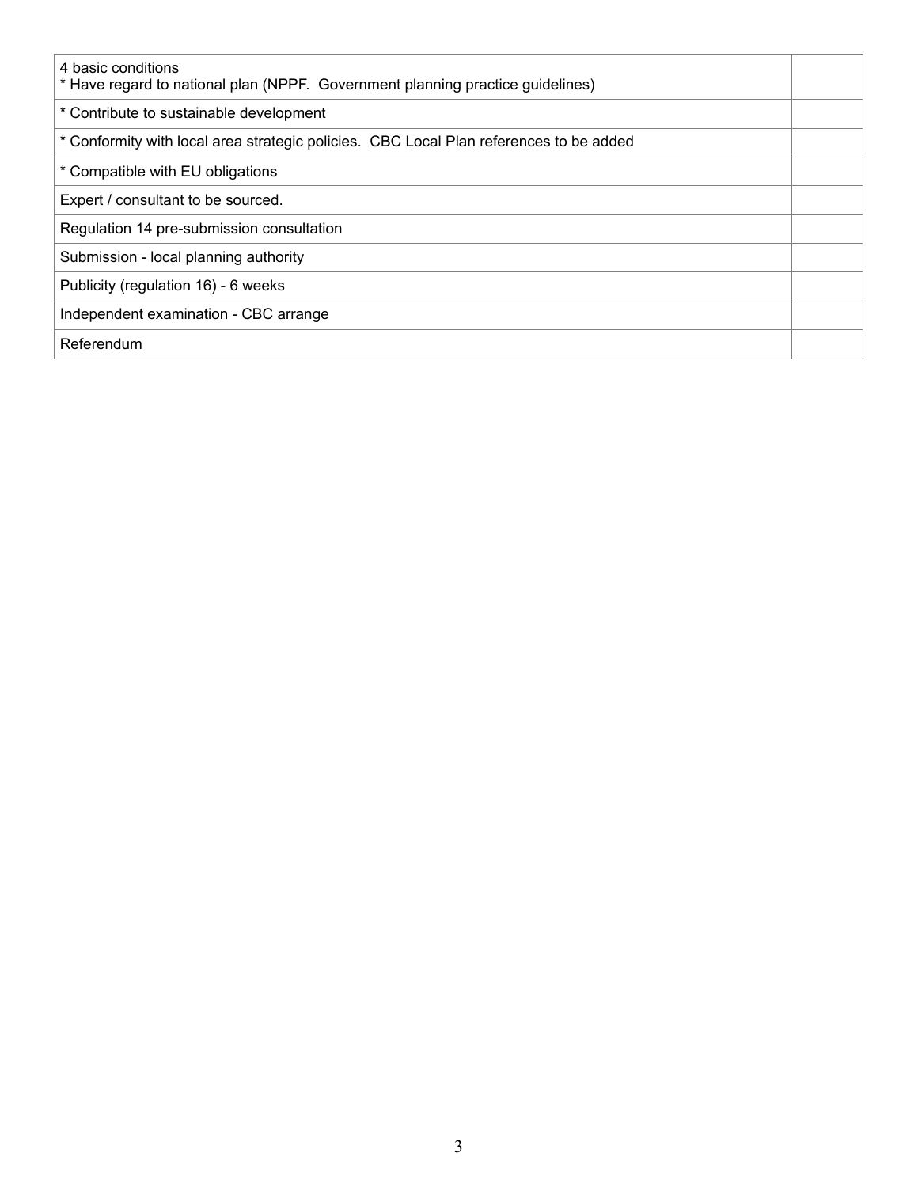| | |
|---|---|
| 4 basic conditions<br>* Have regard to national plan (NPPF. Government planning practice guidelines) | |
| * Contribute to sustainable development | |
| * Conformity with local area strategic policies. CBC Local Plan references to be added | |
| * Compatible with EU obligations | |
| Expert / consultant to be sourced. | |
| Regulation 14 pre-submission consultation | |
| Submission - local planning authority | |
| Publicity (regulation 16) - 6 weeks | |
| Independent examination - CBC arrange | |
| Referendum | |